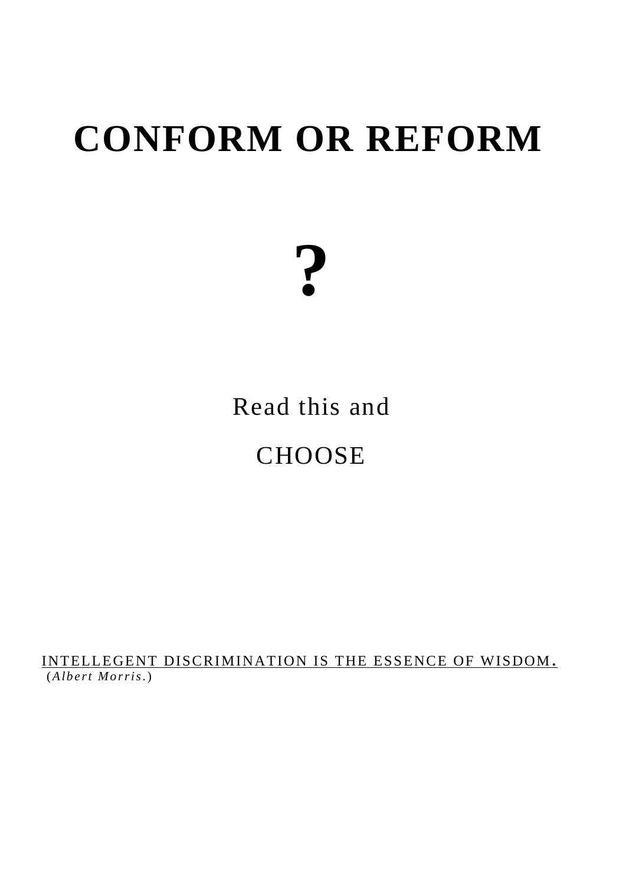# CONFORM OR REFORM

# ?

Read this and

CHOOSE

INTELLEGENT DISCRIMINATION IS THE ESSENCE OF WISDOM.
(*Albert Morris.*)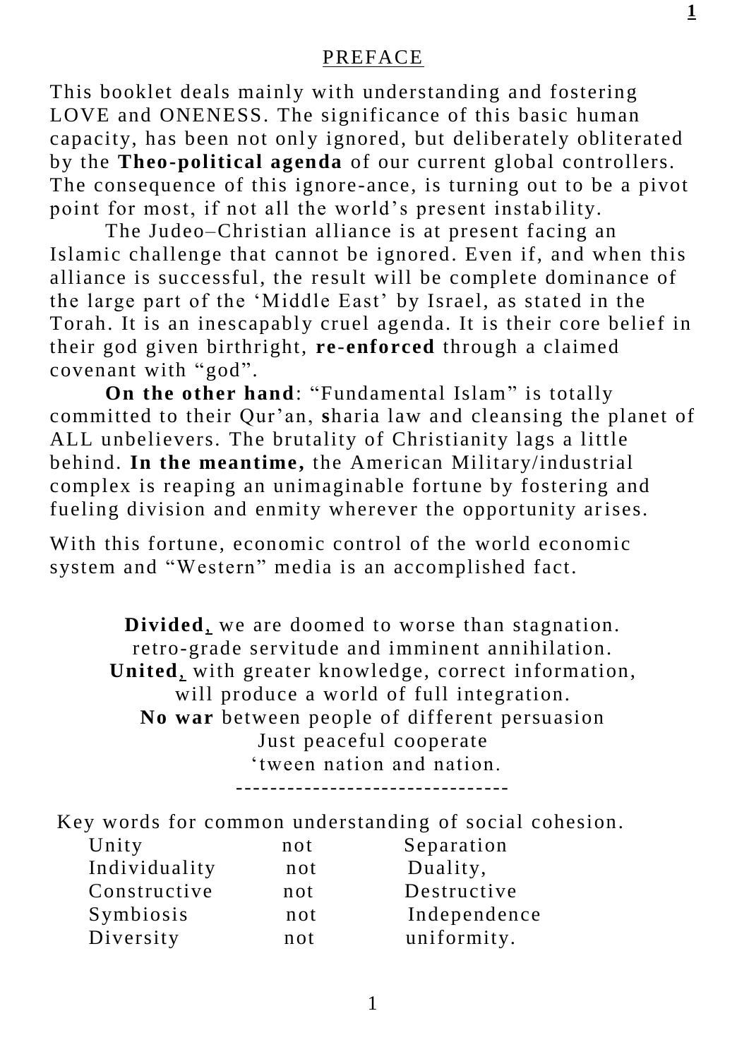## PREFACE

This booklet deals mainly with understanding and fostering LOVE and ONENESS. The significance of this basic human capacity, has been not only ignored, but deliberately obliterated by the **Theo-political agenda** of our current global controllers. The consequence of this ignore-ance, is turning out to be a pivot point for most, if not all the world's present instability.

The Judeo–Christian alliance is at present facing an Islamic challenge that cannot be ignored. Even if, and when this alliance is successful, the result will be complete dominance of the large part of the 'Middle East' by Israel, as stated in the Torah. It is an inescapably cruel agenda. It is their core belief in their god given birthright, **re-enforced** through a claimed covenant with "god".

**On the other hand**: "Fundamental Islam" is totally committed to their Qur'an, **s**haria law and cleansing the planet of ALL unbelievers. The brutality of Christianity lags a little behind. **In the meantime,** the American Military/industrial complex is reaping an unimaginable fortune by fostering and fueling division and enmity wherever the opportunity arises.

With this fortune, economic control of the world economic system and "Western" media is an accomplished fact.

**Divided**, we are doomed to worse than stagnation.
retro-grade servitude and imminent annihilation.
**United**, with greater knowledge, correct information,
will produce a world of full integration.
**No war** between people of different persuasion
Just peaceful cooperate
'tween nation and nation.

--------------------------------

Key words for common understanding of social cohesion.

| | | |
|---|---|---|
| Unity | not | Separation |
| Individuality | not | Duality, |
| Constructive | not | Destructive |
| Symbiosis | not | Independence |
| Diversity | not | uniformity. |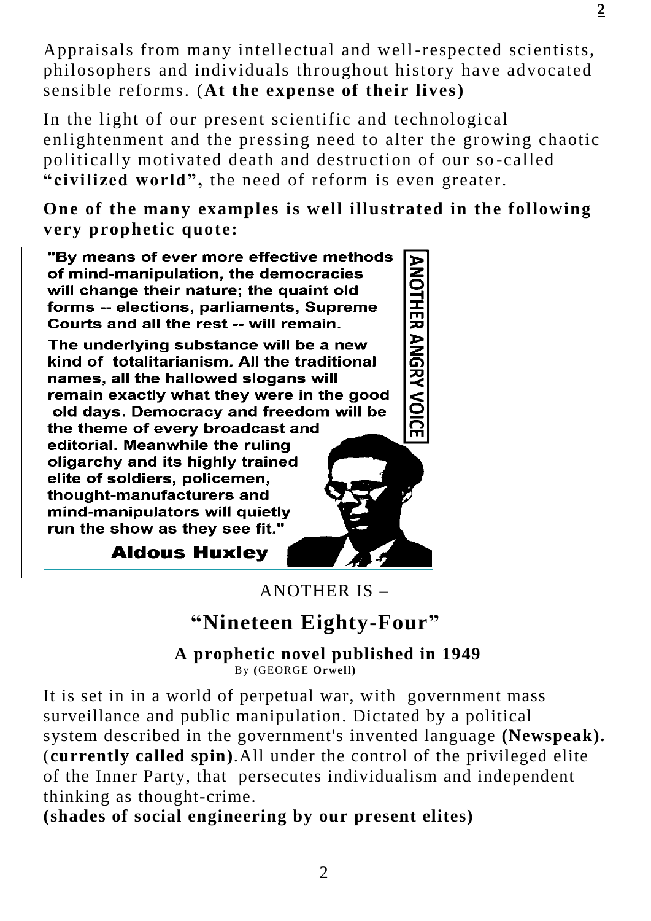Appraisals from many intellectual and well-respected scientists, philosophers and individuals throughout history have advocated sensible reforms. (**At the expense of their lives)**

In the light of our present scientific and technological enlightenment and the pressing need to alter the growing chaotic politically motivated death and destruction of our so-called **"civilized world",** the need of reform is even greater.

**One of the many examples is well illustrated in the following very prophetic quote:**

> **"By means of ever more effective methods of mind-manipulation, the democracies will change their nature; the quaint old forms -- elections, parliaments, Supreme Courts and all the rest -- will remain.**
>
> **The underlying substance will be a new kind of totalitarianism. All the traditional names, all the hallowed slogans will remain exactly what they were in the good old days. Democracy and freedom will be the theme of every broadcast and editorial. Meanwhile the ruling oligarchy and its highly trained elite of soldiers, policemen, thought-manufacturers and mind-manipulators will quietly run the show as they see fit."**
>
> **Aldous Huxley**

**ANOTHER ANGRY VOICE**

ANOTHER IS –

## "Nineteen Eighty-Four"

**A prophetic novel published in 1949**
By **(**GEORGE **Orwell)**

It is set in in a world of perpetual war, with government mass surveillance and public manipulation. Dictated by a political system described in the government's invented language **(Newspeak).** (**currently called spin)**.All under the control of the privileged elite of the Inner Party, that persecutes individualism and independent thinking as thought-crime.

**(shades of social engineering by our present elites)**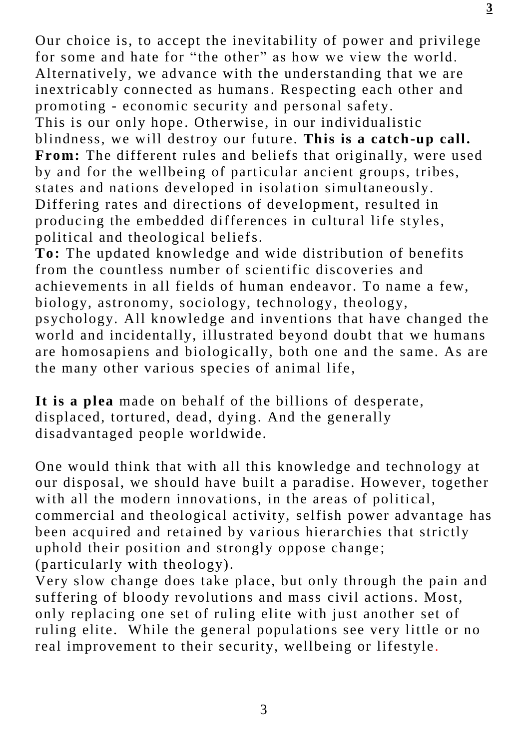Our choice is, to accept the inevitability of power and privilege for some and hate for "the other" as how we view the world. Alternatively, we advance with the understanding that we are inextricably connected as humans. Respecting each other and promoting - economic security and personal safety.
This is our only hope. Otherwise, in our individualistic blindness, we will destroy our future. **This is a catch-up call.**
**From:** The different rules and beliefs that originally, were used by and for the wellbeing of particular ancient groups, tribes, states and nations developed in isolation simultaneously. Differing rates and directions of development, resulted in producing the embedded differences in cultural life styles, political and theological beliefs.
**To:** The updated knowledge and wide distribution of benefits from the countless number of scientific discoveries and achievements in all fields of human endeavor. To name a few, biology, astronomy, sociology, technology, theology, psychology. All knowledge and inventions that have changed the world and incidentally, illustrated beyond doubt that we humans are homosapiens and biologically, both one and the same. As are the many other various species of animal life,

**It is a plea** made on behalf of the billions of desperate, displaced, tortured, dead, dying. And the generally disadvantaged people worldwide.

One would think that with all this knowledge and technology at our disposal, we should have built a paradise. However, together with all the modern innovations, in the areas of political, commercial and theological activity, selfish power advantage has been acquired and retained by various hierarchies that strictly uphold their position and strongly oppose change; (particularly with theology).
Very slow change does take place, but only through the pain and suffering of bloody revolutions and mass civil actions. Most, only replacing one set of ruling elite with just another set of ruling elite. While the general populations see very little or no real improvement to their security, wellbeing or lifestyle.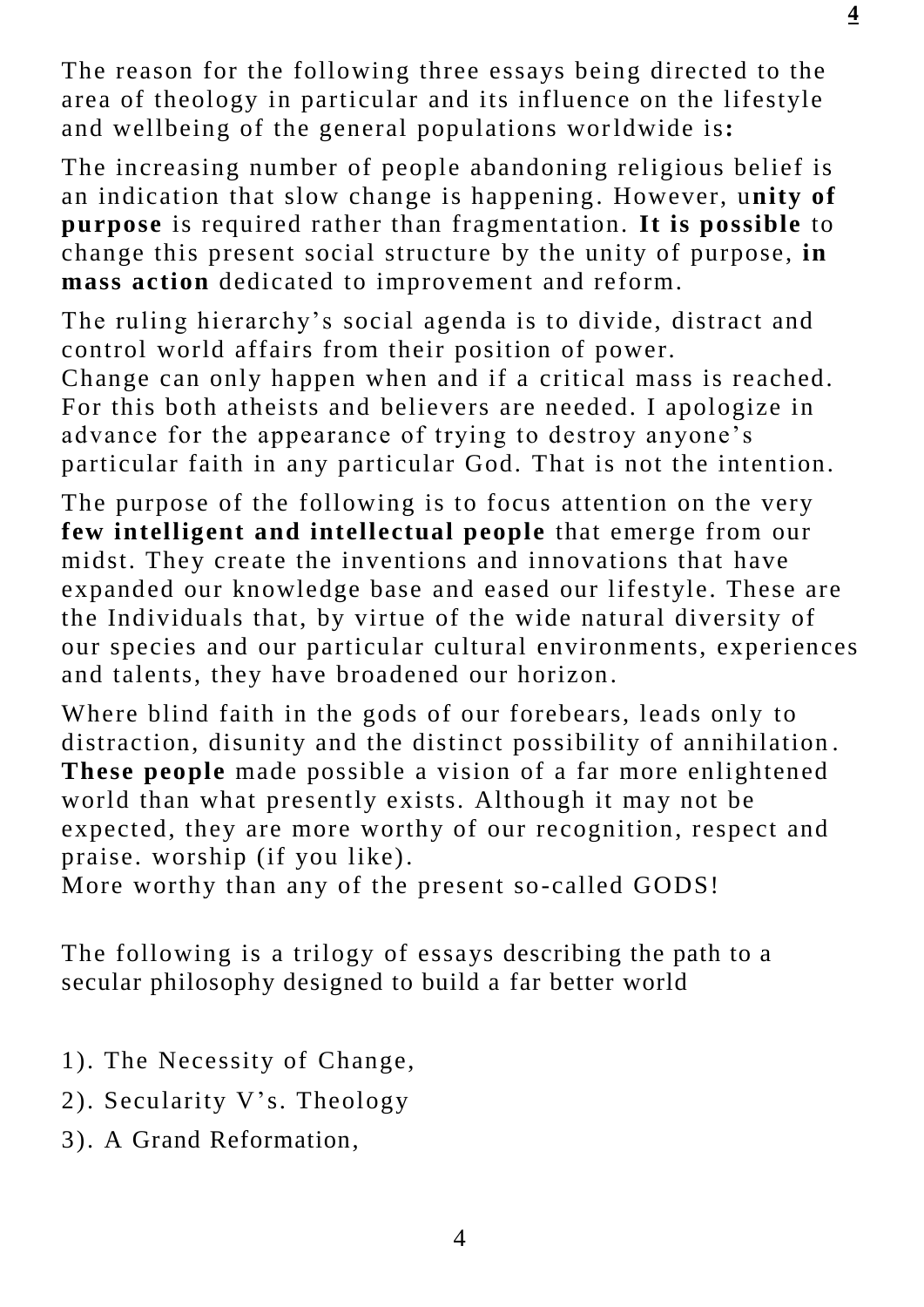The reason for the following three essays being directed to the area of theology in particular and its influence on the lifestyle and wellbeing of the general populations worldwide is**:**

The increasing number of people abandoning religious belief is an indication that slow change is happening. However, u**nity of purpose** is required rather than fragmentation. **It is possible** to change this present social structure by the unity of purpose, **in mass action** dedicated to improvement and reform.

The ruling hierarchy's social agenda is to divide, distract and control world affairs from their position of power.
Change can only happen when and if a critical mass is reached. For this both atheists and believers are needed. I apologize in advance for the appearance of trying to destroy anyone's particular faith in any particular God. That is not the intention.

The purpose of the following is to focus attention on the very **few intelligent and intellectual people** that emerge from our midst. They create the inventions and innovations that have expanded our knowledge base and eased our lifestyle. These are the Individuals that, by virtue of the wide natural diversity of our species and our particular cultural environments, experiences and talents, they have broadened our horizon.

Where blind faith in the gods of our forebears, leads only to distraction, disunity and the distinct possibility of annihilation. **These people** made possible a vision of a far more enlightened world than what presently exists. Although it may not be expected, they are more worthy of our recognition, respect and praise. worship (if you like).
More worthy than any of the present so-called GODS!

The following is a trilogy of essays describing the path to a secular philosophy designed to build a far better world

1). The Necessity of Change,

2). Secularity V's. Theology

3). A Grand Reformation,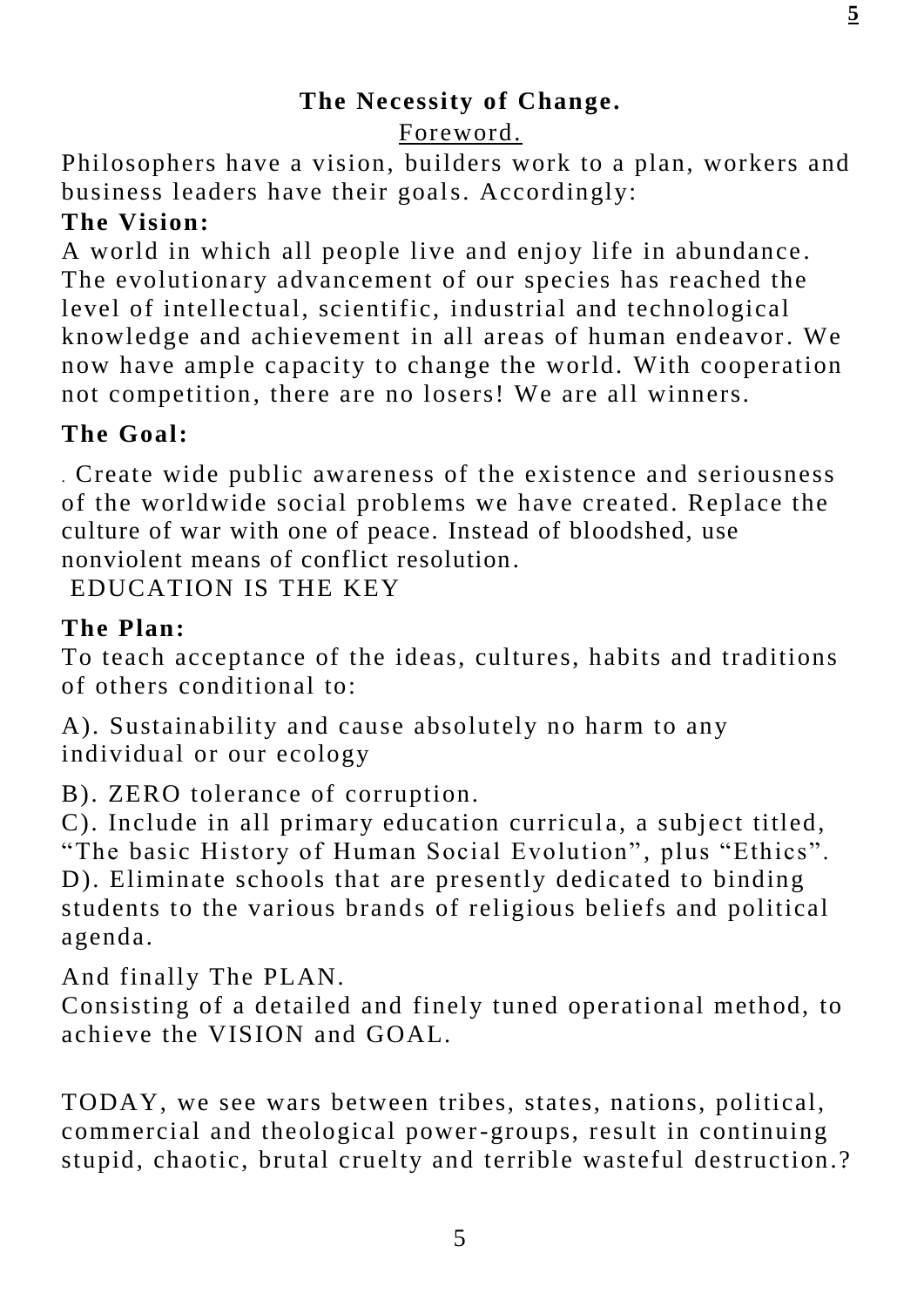# The Necessity of Change.

Foreword.

Philosophers have a vision, builders work to a plan, workers and business leaders have their goals. Accordingly:

**The Vision:**

A world in which all people live and enjoy life in abundance. The evolutionary advancement of our species has reached the level of intellectual, scientific, industrial and technological knowledge and achievement in all areas of human endeavor. We now have ample capacity to change the world. With cooperation not competition, there are no losers! We are all winners.

**The Goal:**

. Create wide public awareness of the existence and seriousness of the worldwide social problems we have created. Replace the culture of war with one of peace. Instead of bloodshed, use nonviolent means of conflict resolution.

EDUCATION IS THE KEY

**The Plan:**

To teach acceptance of the ideas, cultures, habits and traditions of others conditional to:

A). Sustainability and cause absolutely no harm to any individual or our ecology

B). ZERO tolerance of corruption.

C). Include in all primary education curricula, a subject titled, “The basic History of Human Social Evolution”, plus “Ethics”.

D). Eliminate schools that are presently dedicated to binding students to the various brands of religious beliefs and political agenda.

And finally The PLAN.

Consisting of a detailed and finely tuned operational method, to achieve the VISION and GOAL.

TODAY, we see wars between tribes, states, nations, political, commercial and theological power-groups, result in continuing stupid, chaotic, brutal cruelty and terrible wasteful destruction.?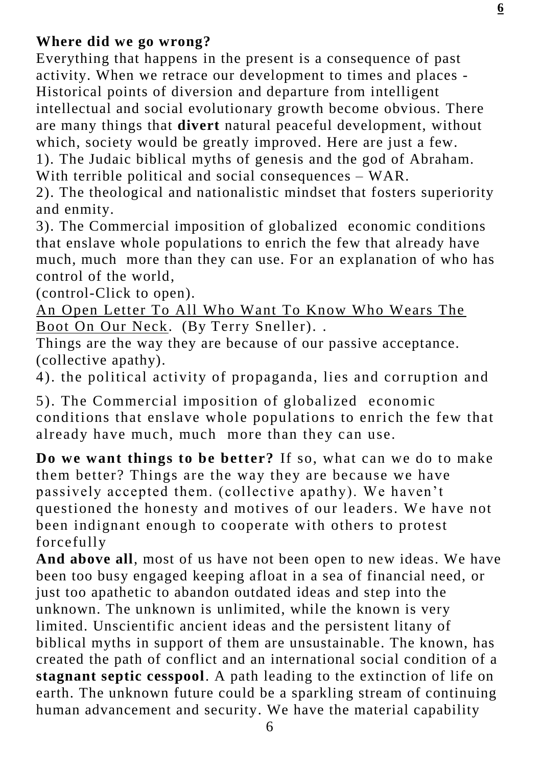**Where did we go wrong?**
Everything that happens in the present is a consequence of past activity. When we retrace our development to times and places - Historical points of diversion and departure from intelligent intellectual and social evolutionary growth become obvious. There are many things that **divert** natural peaceful development, without which, society would be greatly improved. Here are just a few.

1). The Judaic biblical myths of genesis and the god of Abraham. With terrible political and social consequences – WAR.

2). The theological and nationalistic mindset that fosters superiority and enmity.

3). The Commercial imposition of globalized economic conditions that enslave whole populations to enrich the few that already have much, much more than they can use. For an explanation of who has control of the world,
(control-Click to open).
An Open Letter To All Who Want To Know Who Wears The Boot On Our Neck. (By Terry Sneller). .
Things are the way they are because of our passive acceptance. (collective apathy).

4). the political activity of propaganda, lies and corruption and

5). The Commercial imposition of globalized economic conditions that enslave whole populations to enrich the few that already have much, much more than they can use.

**Do we want things to be better?** If so, what can we do to make them better? Things are the way they are because we have passively accepted them. (collective apathy). We haven't questioned the honesty and motives of our leaders. We have not been indignant enough to cooperate with others to protest forcefully

**And above all**, most of us have not been open to new ideas. We have been too busy engaged keeping afloat in a sea of financial need, or just too apathetic to abandon outdated ideas and step into the unknown. The unknown is unlimited, while the known is very limited. Unscientific ancient ideas and the persistent litany of biblical myths in support of them are unsustainable. The known, has created the path of conflict and an international social condition of a **stagnant septic cesspool**. A path leading to the extinction of life on earth. The unknown future could be a sparkling stream of continuing human advancement and security. We have the material capability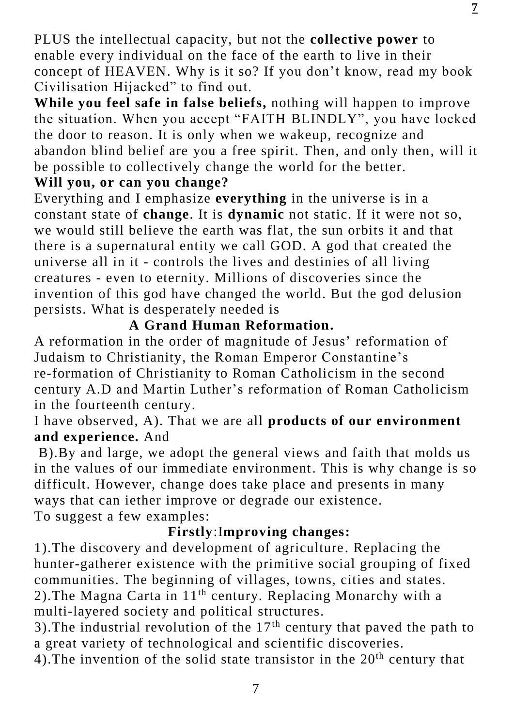PLUS the intellectual capacity, but not the **collective power** to enable every individual on the face of the earth to live in their concept of HEAVEN. Why is it so? If you don't know, read my book Civilisation Hijacked" to find out.

**While you feel safe in false beliefs,** nothing will happen to improve the situation. When you accept "FAITH BLINDLY", you have locked the door to reason. It is only when we wakeup, recognize and abandon blind belief are you a free spirit. Then, and only then, will it be possible to collectively change the world for the better.

**Will you, or can you change?**

Everything and I emphasize **everything** in the universe is in a constant state of **change**. It is **dynamic** not static. If it were not so, we would still believe the earth was flat, the sun orbits it and that there is a supernatural entity we call GOD. A god that created the universe all in it - controls the lives and destinies of all living creatures - even to eternity. Millions of discoveries since the invention of this god have changed the world. But the god delusion persists. What is desperately needed is

**A Grand Human Reformation.**

A reformation in the order of magnitude of Jesus' reformation of Judaism to Christianity, the Roman Emperor Constantine's re-formation of Christianity to Roman Catholicism in the second century A.D and Martin Luther's reformation of Roman Catholicism in the fourteenth century.

I have observed, A). That we are all **products of our environment and experience.** And

B).By and large, we adopt the general views and faith that molds us in the values of our immediate environment. This is why change is so difficult. However, change does take place and presents in many ways that can iether improve or degrade our existence.

To suggest a few examples:

**Firstly**:I**mproving changes:**

1).The discovery and development of agriculture. Replacing the hunter-gatherer existence with the primitive social grouping of fixed communities. The beginning of villages, towns, cities and states.

2).The Magna Carta in 11th century. Replacing Monarchy with a multi-layered society and political structures.

3).The industrial revolution of the 17th century that paved the path to a great variety of technological and scientific discoveries.

4).The invention of the solid state transistor in the 20th century that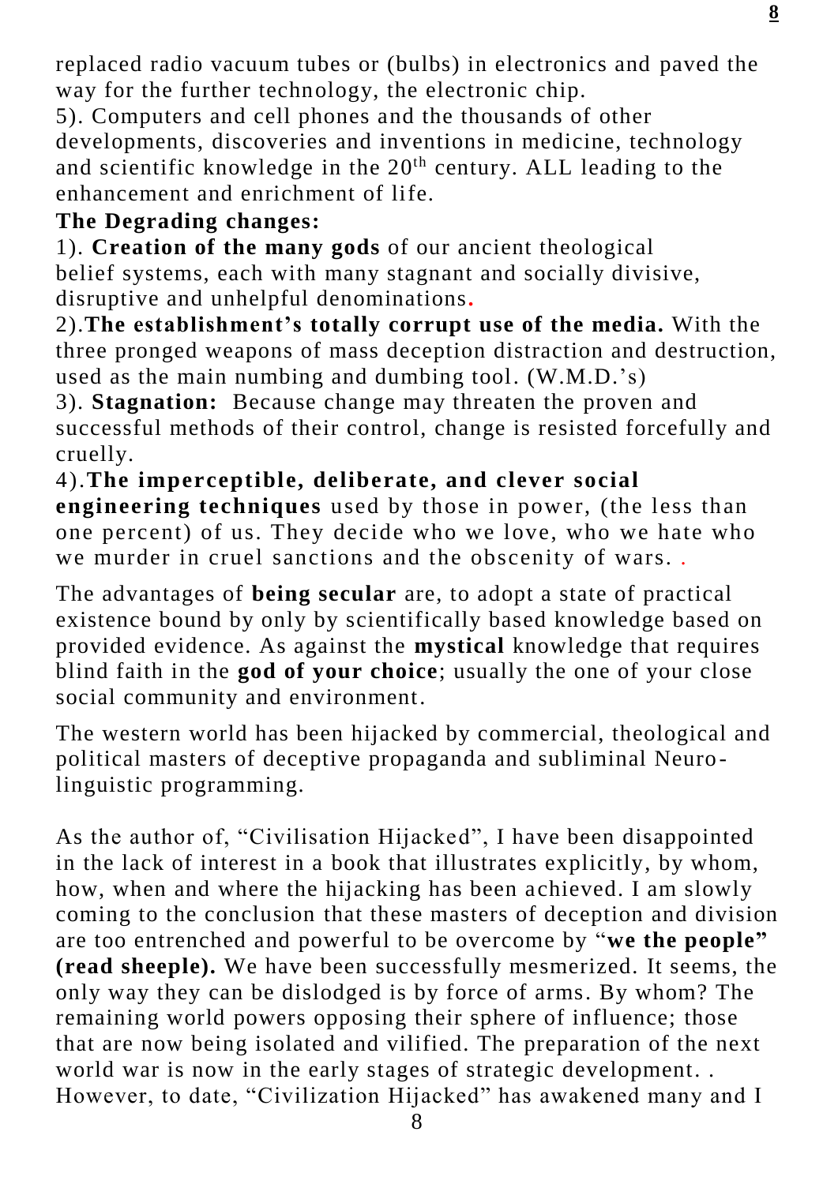replaced radio vacuum tubes or (bulbs) in electronics and paved the way for the further technology, the electronic chip.

5). Computers and cell phones and the thousands of other developments, discoveries and inventions in medicine, technology and scientific knowledge in the 20th century. ALL leading to the enhancement and enrichment of life.

**The Degrading changes:**

1). **Creation of the many gods** of our ancient theological belief systems, each with many stagnant and socially divisive, disruptive and unhelpful denominations.

2).**The establishment's totally corrupt use of the media.** With the three pronged weapons of mass deception distraction and destruction, used as the main numbing and dumbing tool. (W.M.D.'s)

3). **Stagnation:** Because change may threaten the proven and successful methods of their control, change is resisted forcefully and cruelly.

4).**The imperceptible, deliberate, and clever social engineering techniques** used by those in power, (the less than one percent) of us. They decide who we love, who we hate who we murder in cruel sanctions and the obscenity of wars. .

The advantages of **being secular** are, to adopt a state of practical existence bound by only by scientifically based knowledge based on provided evidence. As against the **mystical** knowledge that requires blind faith in the **god of your choice**; usually the one of your close social community and environment.

The western world has been hijacked by commercial, theological and political masters of deceptive propaganda and subliminal Neuro-linguistic programming.

As the author of, "Civilisation Hijacked", I have been disappointed in the lack of interest in a book that illustrates explicitly, by whom, how, when and where the hijacking has been achieved. I am slowly coming to the conclusion that these masters of deception and division are too entrenched and powerful to be overcome by "**we the people" (read sheeple).** We have been successfully mesmerized. It seems, the only way they can be dislodged is by force of arms. By whom? The remaining world powers opposing their sphere of influence; those that are now being isolated and vilified. The preparation of the next world war is now in the early stages of strategic development. . However, to date, "Civilization Hijacked" has awakened many and I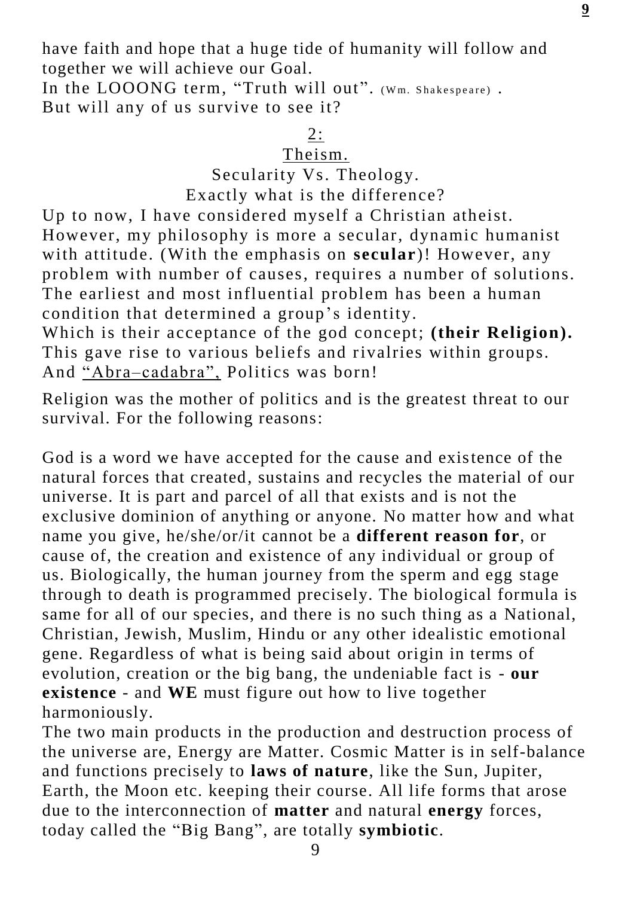have faith and hope that a huge tide of humanity will follow and together we will achieve our Goal.
In the LOOONG term, "Truth will out". (Wm. Shakespeare) .
But will any of us survive to see it?

## 2:

## Theism.

### Secularity Vs. Theology.

### Exactly what is the difference?

Up to now, I have considered myself a Christian atheist. However, my philosophy is more a secular, dynamic humanist with attitude. (With the emphasis on **secular**)! However, any problem with number of causes, requires a number of solutions. The earliest and most influential problem has been a human condition that determined a group's identity.
Which is their acceptance of the god concept; **(their Religion).** This gave rise to various beliefs and rivalries within groups. And "Abra–cadabra", Politics was born!

Religion was the mother of politics and is the greatest threat to our survival. For the following reasons:

God is a word we have accepted for the cause and existence of the natural forces that created, sustains and recycles the material of our universe. It is part and parcel of all that exists and is not the exclusive dominion of anything or anyone. No matter how and what name you give, he/she/or/it cannot be a **different reason for**, or cause of, the creation and existence of any individual or group of us. Biologically, the human journey from the sperm and egg stage through to death is programmed precisely. The biological formula is same for all of our species, and there is no such thing as a National, Christian, Jewish, Muslim, Hindu or any other idealistic emotional gene. Regardless of what is being said about origin in terms of evolution, creation or the big bang, the undeniable fact is - **our existence** - and **WE** must figure out how to live together harmoniously.
The two main products in the production and destruction process of the universe are, Energy are Matter. Cosmic Matter is in self-balance and functions precisely to **laws of nature**, like the Sun, Jupiter, Earth, the Moon etc. keeping their course. All life forms that arose due to the interconnection of **matter** and natural **energy** forces, today called the "Big Bang", are totally **symbiotic**.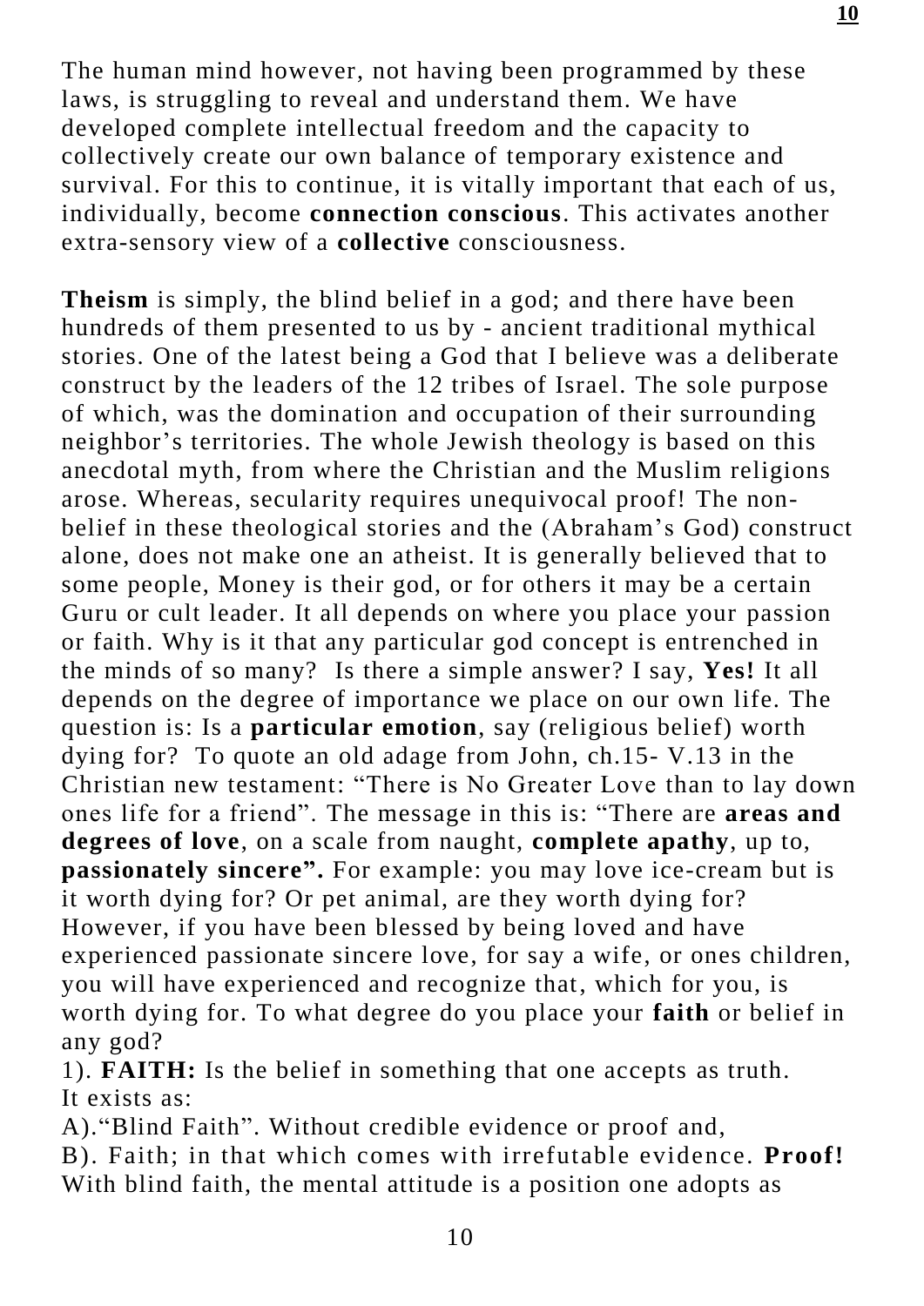The human mind however, not having been programmed by these laws, is struggling to reveal and understand them. We have developed complete intellectual freedom and the capacity to collectively create our own balance of temporary existence and survival. For this to continue, it is vitally important that each of us, individually, become **connection conscious**. This activates another extra-sensory view of a **collective** consciousness.

**Theism** is simply, the blind belief in a god; and there have been hundreds of them presented to us by - ancient traditional mythical stories. One of the latest being a God that I believe was a deliberate construct by the leaders of the 12 tribes of Israel. The sole purpose of which, was the domination and occupation of their surrounding neighbor's territories. The whole Jewish theology is based on this anecdotal myth, from where the Christian and the Muslim religions arose. Whereas, secularity requires unequivocal proof! The non-belief in these theological stories and the (Abraham's God) construct alone, does not make one an atheist. It is generally believed that to some people, Money is their god, or for others it may be a certain Guru or cult leader. It all depends on where you place your passion or faith. Why is it that any particular god concept is entrenched in the minds of so many? Is there a simple answer? I say, **Yes!** It all depends on the degree of importance we place on our own life. The question is: Is a **particular emotion**, say (religious belief) worth dying for? To quote an old adage from John, ch.15- V.13 in the Christian new testament: "There is No Greater Love than to lay down ones life for a friend". The message in this is: "There are **areas and degrees of love**, on a scale from naught, **complete apathy**, up to, **passionately sincere".** For example: you may love ice-cream but is it worth dying for? Or pet animal, are they worth dying for? However, if you have been blessed by being loved and have experienced passionate sincere love, for say a wife, or ones children, you will have experienced and recognize that, which for you, is worth dying for. To what degree do you place your **faith** or belief in any god?

1). **FAITH:** Is the belief in something that one accepts as truth. It exists as:

A)."Blind Faith". Without credible evidence or proof and,

B). Faith; in that which comes with irrefutable evidence. **Proof!**

With blind faith, the mental attitude is a position one adopts as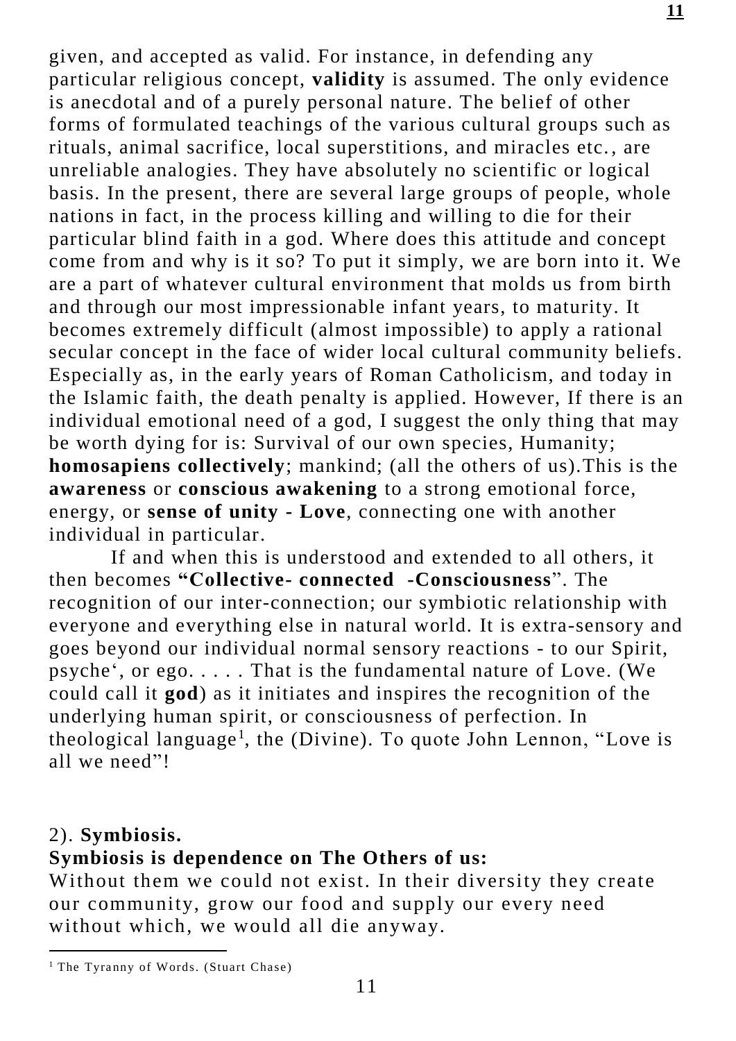given, and accepted as valid. For instance, in defending any particular religious concept, **validity** is assumed. The only evidence is anecdotal and of a purely personal nature. The belief of other forms of formulated teachings of the various cultural groups such as rituals, animal sacrifice, local superstitions, and miracles etc., are unreliable analogies. They have absolutely no scientific or logical basis. In the present, there are several large groups of people, whole nations in fact, in the process killing and willing to die for their particular blind faith in a god. Where does this attitude and concept come from and why is it so? To put it simply, we are born into it. We are a part of whatever cultural environment that molds us from birth and through our most impressionable infant years, to maturity. It becomes extremely difficult (almost impossible) to apply a rational secular concept in the face of wider local cultural community beliefs. Especially as, in the early years of Roman Catholicism, and today in the Islamic faith, the death penalty is applied. However, If there is an individual emotional need of a god, I suggest the only thing that may be worth dying for is: Survival of our own species, Humanity; **homosapiens collectively**; mankind; (all the others of us).This is the **awareness** or **conscious awakening** to a strong emotional force, energy, or **sense of unity - Love**, connecting one with another individual in particular.

If and when this is understood and extended to all others, it then becomes **"Collective- connected -Consciousness**". The recognition of our inter-connection; our symbiotic relationship with everyone and everything else in natural world. It is extra-sensory and goes beyond our individual normal sensory reactions - to our Spirit, psyche', or ego. . . . . That is the fundamental nature of Love. (We could call it **god**) as it initiates and inspires the recognition of the underlying human spirit, or consciousness of perfection. In theological language[1], the (Divine). To quote John Lennon, "Love is all we need"!

2). **Symbiosis.**

**Symbiosis is dependence on The Others of us:**

Without them we could not exist. In their diversity they create our community, grow our food and supply our every need without which, we would all die anyway.

[1] The Tyranny of Words. (Stuart Chase)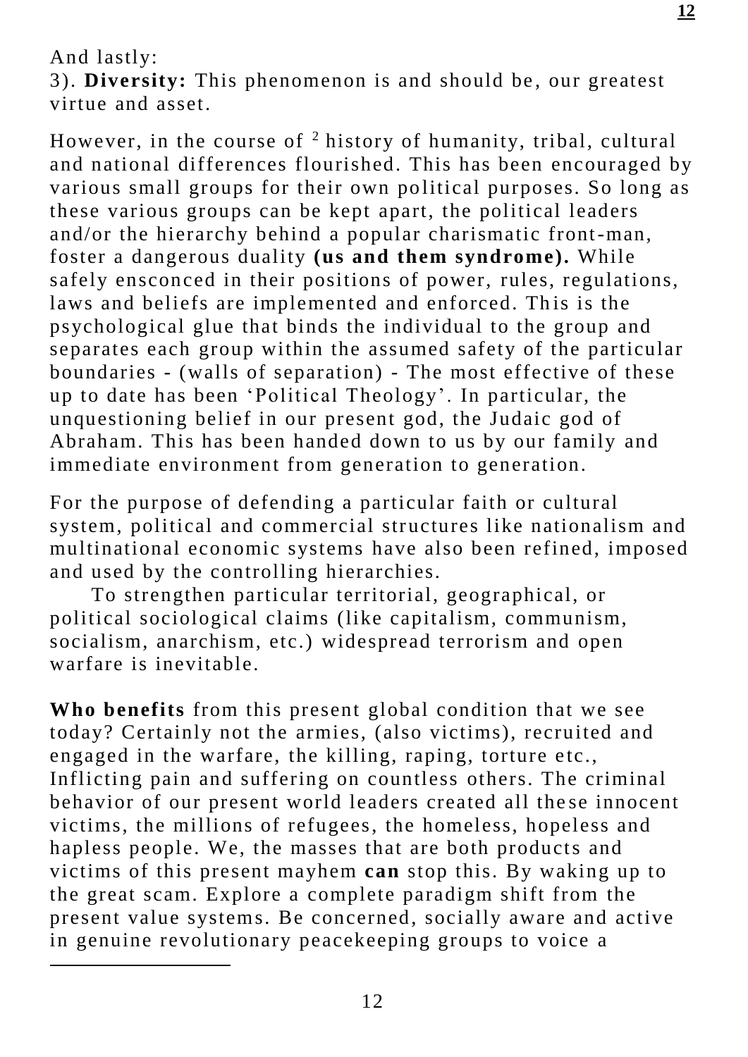And lastly:

3). **Diversity:** This phenomenon is and should be, our greatest virtue and asset.

However, in the course of [2] history of humanity, tribal, cultural and national differences flourished. This has been encouraged by various small groups for their own political purposes. So long as these various groups can be kept apart, the political leaders and/or the hierarchy behind a popular charismatic front-man, foster a dangerous duality **(us and them syndrome).** While safely ensconced in their positions of power, rules, regulations, laws and beliefs are implemented and enforced. This is the psychological glue that binds the individual to the group and separates each group within the assumed safety of the particular boundaries - (walls of separation) - The most effective of these up to date has been 'Political Theology'. In particular, the unquestioning belief in our present god, the Judaic god of Abraham. This has been handed down to us by our family and immediate environment from generation to generation.

For the purpose of defending a particular faith or cultural system, political and commercial structures like nationalism and multinational economic systems have also been refined, imposed and used by the controlling hierarchies.

To strengthen particular territorial, geographical, or political sociological claims (like capitalism, communism, socialism, anarchism, etc.) widespread terrorism and open warfare is inevitable.

**Who benefits** from this present global condition that we see today? Certainly not the armies, (also victims), recruited and engaged in the warfare, the killing, raping, torture etc., Inflicting pain and suffering on countless others. The criminal behavior of our present world leaders created all these innocent victims, the millions of refugees, the homeless, hopeless and hapless people. We, the masses that are both products and victims of this present mayhem **can** stop this. By waking up to the great scam. Explore a complete paradigm shift from the present value systems. Be concerned, socially aware and active in genuine revolutionary peacekeeping groups to voice a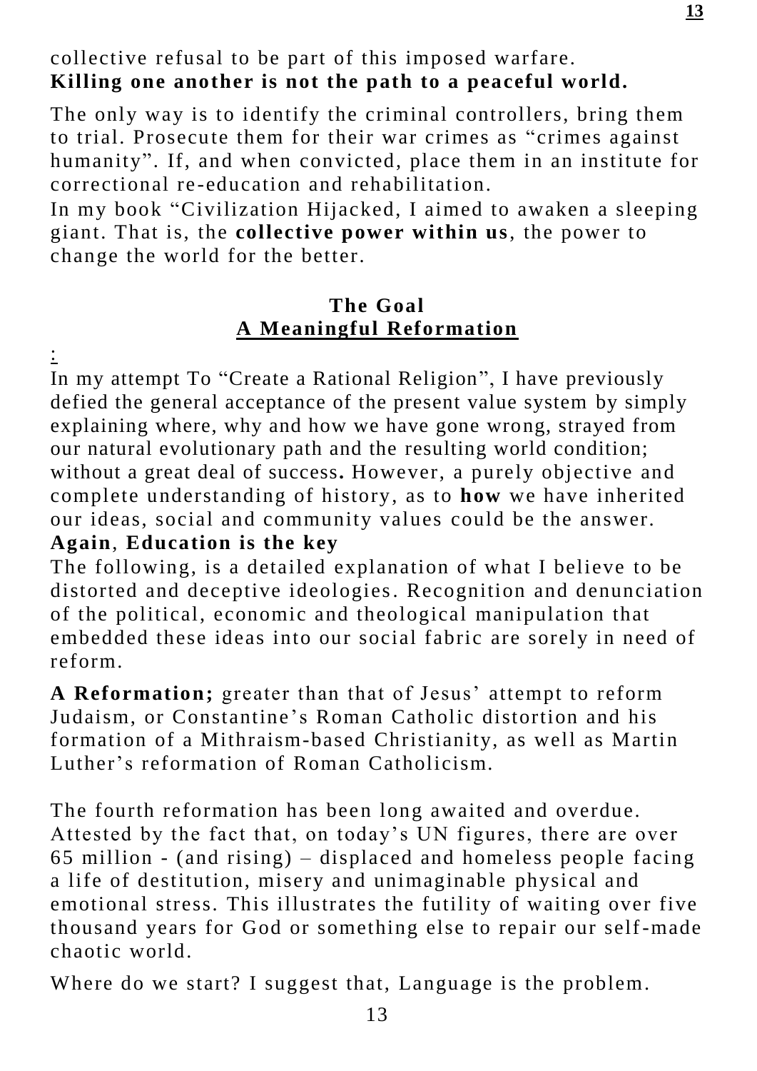collective refusal to be part of this imposed warfare.
**Killing one another is not the path to a peaceful world.**

The only way is to identify the criminal controllers, bring them to trial. Prosecute them for their war crimes as "crimes against humanity". If, and when convicted, place them in an institute for correctional re-education and rehabilitation.

In my book "Civilization Hijacked, I aimed to awaken a sleeping giant. That is, the **collective power within us**, the power to change the world for the better.

## The Goal
## A Meaningful Reformation

:

In my attempt To "Create a Rational Religion", I have previously defied the general acceptance of the present value system by simply explaining where, why and how we have gone wrong, strayed from our natural evolutionary path and the resulting world condition; without a great deal of success**.** However, a purely objective and complete understanding of history, as to **how** we have inherited our ideas, social and community values could be the answer.

**Again**, **Education is the key**

The following, is a detailed explanation of what I believe to be distorted and deceptive ideologies. Recognition and denunciation of the political, economic and theological manipulation that embedded these ideas into our social fabric are sorely in need of reform.

**A Reformation;** greater than that of Jesus' attempt to reform Judaism, or Constantine's Roman Catholic distortion and his formation of a Mithraism-based Christianity, as well as Martin Luther's reformation of Roman Catholicism.

The fourth reformation has been long awaited and overdue. Attested by the fact that, on today's UN figures, there are over 65 million - (and rising) – displaced and homeless people facing a life of destitution, misery and unimaginable physical and emotional stress. This illustrates the futility of waiting over five thousand years for God or something else to repair our self-made chaotic world.

Where do we start? I suggest that, Language is the problem.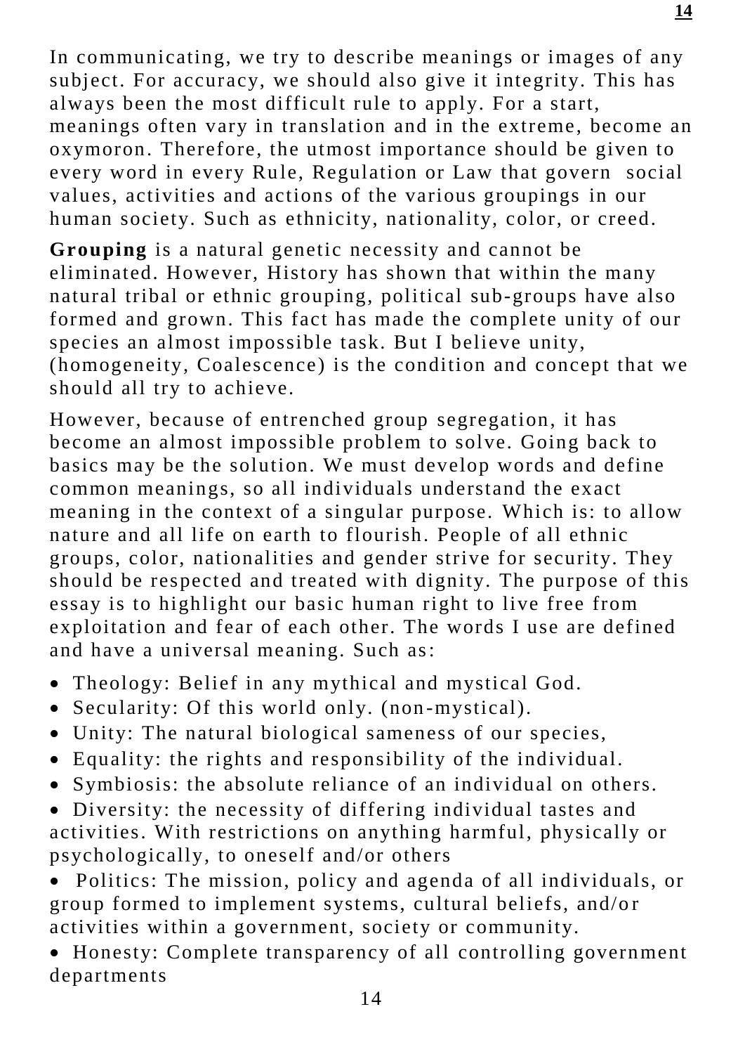In communicating, we try to describe meanings or images of any subject. For accuracy, we should also give it integrity. This has always been the most difficult rule to apply. For a start, meanings often vary in translation and in the extreme, become an oxymoron. Therefore, the utmost importance should be given to every word in every Rule, Regulation or Law that govern social values, activities and actions of the various groupings in our human society. Such as ethnicity, nationality, color, or creed.

**Grouping** is a natural genetic necessity and cannot be eliminated. However, History has shown that within the many natural tribal or ethnic grouping, political sub-groups have also formed and grown. This fact has made the complete unity of our species an almost impossible task. But I believe unity, (homogeneity, Coalescence) is the condition and concept that we should all try to achieve.

However, because of entrenched group segregation, it has become an almost impossible problem to solve. Going back to basics may be the solution. We must develop words and define common meanings, so all individuals understand the exact meaning in the context of a singular purpose. Which is: to allow nature and all life on earth to flourish. People of all ethnic groups, color, nationalities and gender strive for security. They should be respected and treated with dignity. The purpose of this essay is to highlight our basic human right to live free from exploitation and fear of each other. The words I use are defined and have a universal meaning. Such as:

- Theology: Belief in any mythical and mystical God.
- Secularity: Of this world only. (non-mystical).
- Unity: The natural biological sameness of our species,
- Equality: the rights and responsibility of the individual.
- Symbiosis: the absolute reliance of an individual on others.
- Diversity: the necessity of differing individual tastes and activities. With restrictions on anything harmful, physically or psychologically, to oneself and/or others
- Politics: The mission, policy and agenda of all individuals, or group formed to implement systems, cultural beliefs, and/or activities within a government, society or community.
- Honesty: Complete transparency of all controlling government departments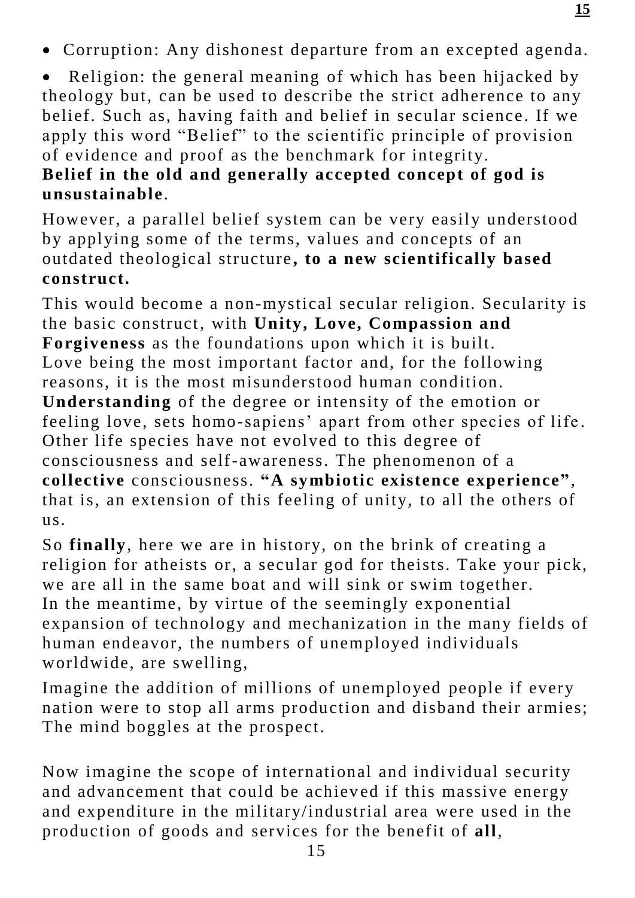- Corruption: Any dishonest departure from an excepted agenda.
- Religion: the general meaning of which has been hijacked by theology but, can be used to describe the strict adherence to any belief. Such as, having faith and belief in secular science. If we apply this word "Belief" to the scientific principle of provision of evidence and proof as the benchmark for integrity.

**Belief in the old and generally accepted concept of god is unsustainable**.

However, a parallel belief system can be very easily understood by applying some of the terms, values and concepts of an outdated theological structure**, to a new scientifically based construct.**

This would become a non-mystical secular religion. Secularity is the basic construct, with **Unity, Love, Compassion and Forgiveness** as the foundations upon which it is built. Love being the most important factor and, for the following reasons, it is the most misunderstood human condition. **Understanding** of the degree or intensity of the emotion or feeling love, sets homo-sapiens' apart from other species of life. Other life species have not evolved to this degree of consciousness and self-awareness. The phenomenon of a **collective** consciousness. **"A symbiotic existence experience"**, that is, an extension of this feeling of unity, to all the others of us.

So **finally**, here we are in history, on the brink of creating a religion for atheists or, a secular god for theists. Take your pick, we are all in the same boat and will sink or swim together. In the meantime, by virtue of the seemingly exponential expansion of technology and mechanization in the many fields of human endeavor, the numbers of unemployed individuals worldwide, are swelling,

Imagine the addition of millions of unemployed people if every nation were to stop all arms production and disband their armies; The mind boggles at the prospect.

Now imagine the scope of international and individual security and advancement that could be achieved if this massive energy and expenditure in the military/industrial area were used in the production of goods and services for the benefit of **all**,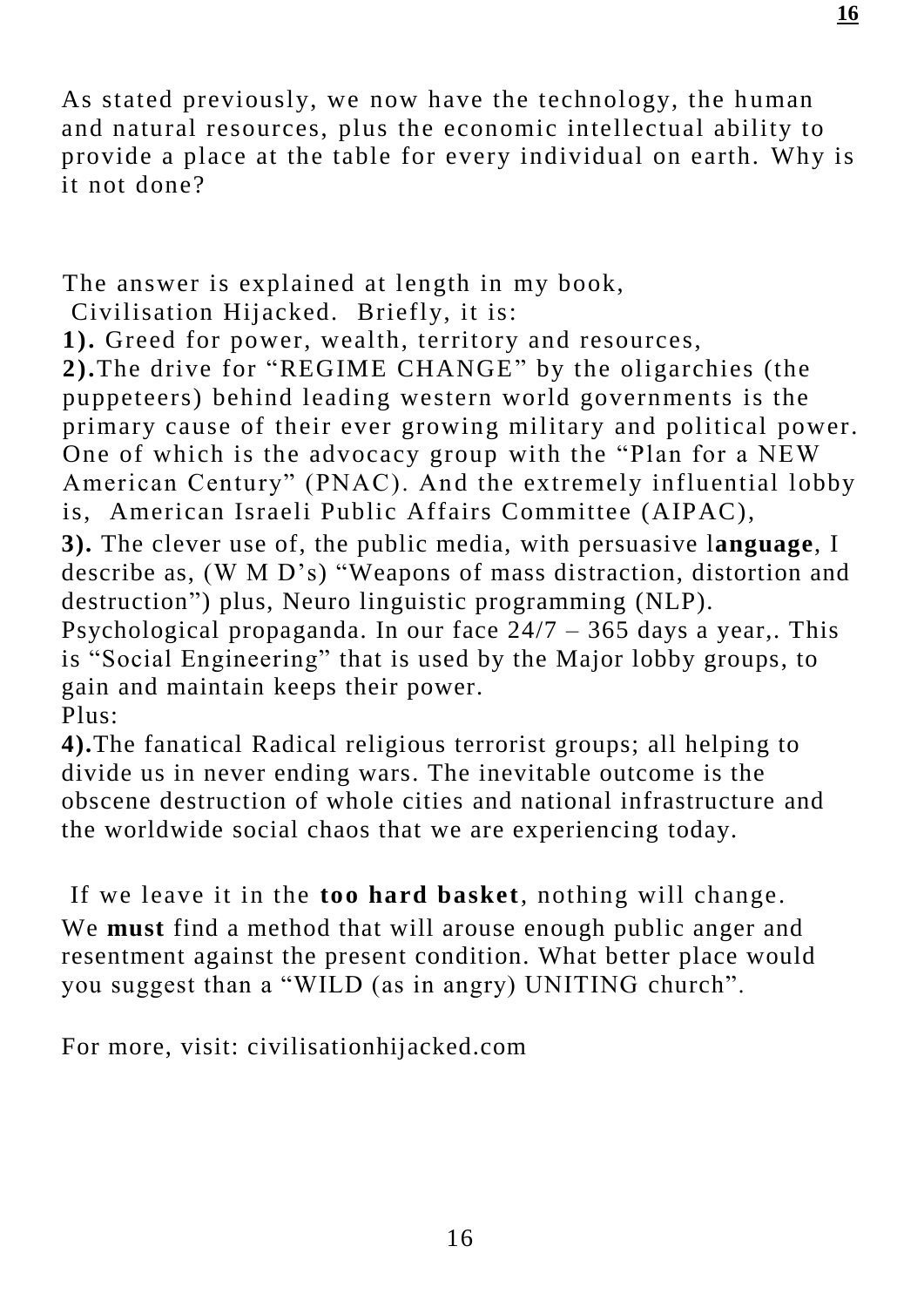As stated previously, we now have the technology, the human and natural resources, plus the economic intellectual ability to provide a place at the table for every individual on earth. Why is it not done?

The answer is explained at length in my book, Civilisation Hijacked. Briefly, it is:

**1).** Greed for power, wealth, territory and resources,

**2).**The drive for "REGIME CHANGE" by the oligarchies (the puppeteers) behind leading western world governments is the primary cause of their ever growing military and political power. One of which is the advocacy group with the "Plan for a NEW American Century" (PNAC). And the extremely influential lobby is, American Israeli Public Affairs Committee (AIPAC),

**3).** The clever use of, the public media, with persuasive l**anguage**, I describe as, (W M D's) "Weapons of mass distraction, distortion and destruction") plus, Neuro linguistic programming (NLP). Psychological propaganda. In our face 24/7 – 365 days a year,. This is "Social Engineering" that is used by the Major lobby groups, to gain and maintain keeps their power.

Plus:

**4).**The fanatical Radical religious terrorist groups; all helping to divide us in never ending wars. The inevitable outcome is the obscene destruction of whole cities and national infrastructure and the worldwide social chaos that we are experiencing today.

If we leave it in the **too hard basket**, nothing will change. We **must** find a method that will arouse enough public anger and resentment against the present condition. What better place would you suggest than a "WILD (as in angry) UNITING church".

For more, visit: civilisationhijacked.com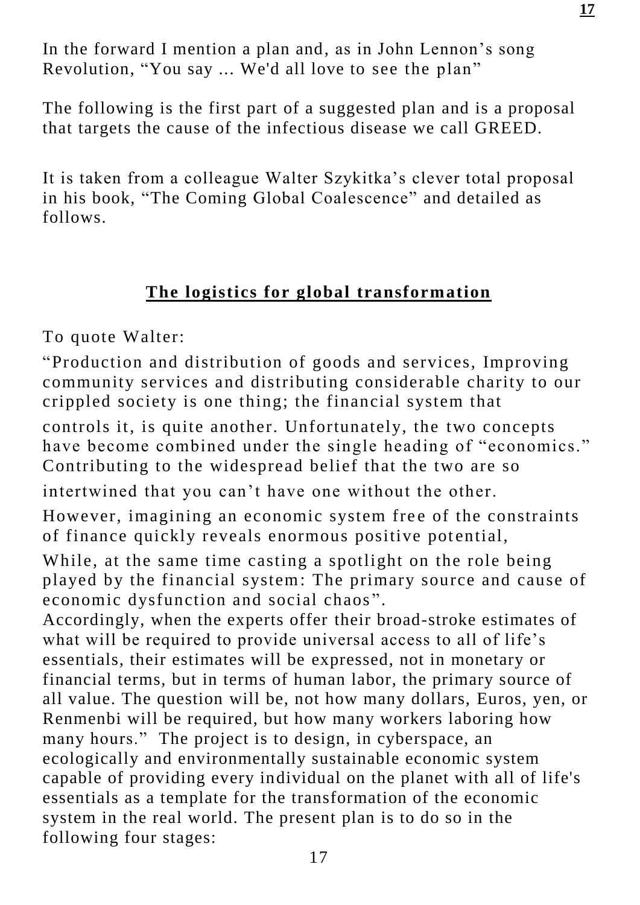In the forward I mention a plan and, as in John Lennon's song Revolution, "You say ... We'd all love to see the plan"

The following is the first part of a suggested plan and is a proposal that targets the cause of the infectious disease we call GREED.

It is taken from a colleague Walter Szykitka's clever total proposal in his book, "The Coming Global Coalescence" and detailed as follows.

## **The logistics for global transformation**

To quote Walter:

"Production and distribution of goods and services, Improving community services and distributing considerable charity to our crippled society is one thing; the financial system that controls it, is quite another. Unfortunately, the two concepts have become combined under the single heading of "economics." Contributing to the widespread belief that the two are so intertwined that you can't have one without the other.

However, imagining an economic system free of the constraints of finance quickly reveals enormous positive potential,

While, at the same time casting a spotlight on the role being played by the financial system: The primary source and cause of economic dysfunction and social chaos".

Accordingly, when the experts offer their broad-stroke estimates of what will be required to provide universal access to all of life's essentials, their estimates will be expressed, not in monetary or financial terms, but in terms of human labor, the primary source of all value. The question will be, not how many dollars, Euros, yen, or Renmenbi will be required, but how many workers laboring how many hours." The project is to design, in cyberspace, an ecologically and environmentally sustainable economic system capable of providing every individual on the planet with all of life's essentials as a template for the transformation of the economic system in the real world. The present plan is to do so in the following four stages: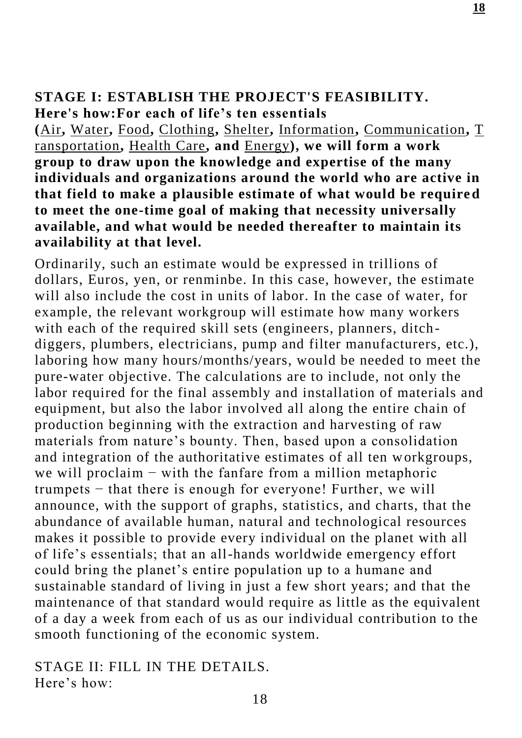**STAGE I: ESTABLISH THE PROJECT'S FEASIBILITY. Here's how:For each of life's ten essentials (**Air**,** Water**,** Food**,** Clothing**,** Shelter**,** Information**,** Communication**,** Transportation**,** Health Care**, and** Energy**), we will form a work group to draw upon the knowledge and expertise of the many individuals and organizations around the world who are active in that field to make a plausible estimate of what would be required to meet the one-time goal of making that necessity universally available, and what would be needed thereafter to maintain its availability at that level.**

Ordinarily, such an estimate would be expressed in trillions of dollars, Euros, yen, or renminbe. In this case, however, the estimate will also include the cost in units of labor. In the case of water, for example, the relevant workgroup will estimate how many workers with each of the required skill sets (engineers, planners, ditch-diggers, plumbers, electricians, pump and filter manufacturers, etc.), laboring how many hours/months/years, would be needed to meet the pure-water objective. The calculations are to include, not only the labor required for the final assembly and installation of materials and equipment, but also the labor involved all along the entire chain of production beginning with the extraction and harvesting of raw materials from nature's bounty. Then, based upon a consolidation and integration of the authoritative estimates of all ten workgroups, we will proclaim − with the fanfare from a million metaphoric trumpets − that there is enough for everyone! Further, we will announce, with the support of graphs, statistics, and charts, that the abundance of available human, natural and technological resources makes it possible to provide every individual on the planet with all of life's essentials; that an all-hands worldwide emergency effort could bring the planet's entire population up to a humane and sustainable standard of living in just a few short years; and that the maintenance of that standard would require as little as the equivalent of a day a week from each of us as our individual contribution to the smooth functioning of the economic system.

STAGE II: FILL IN THE DETAILS.
Here's how: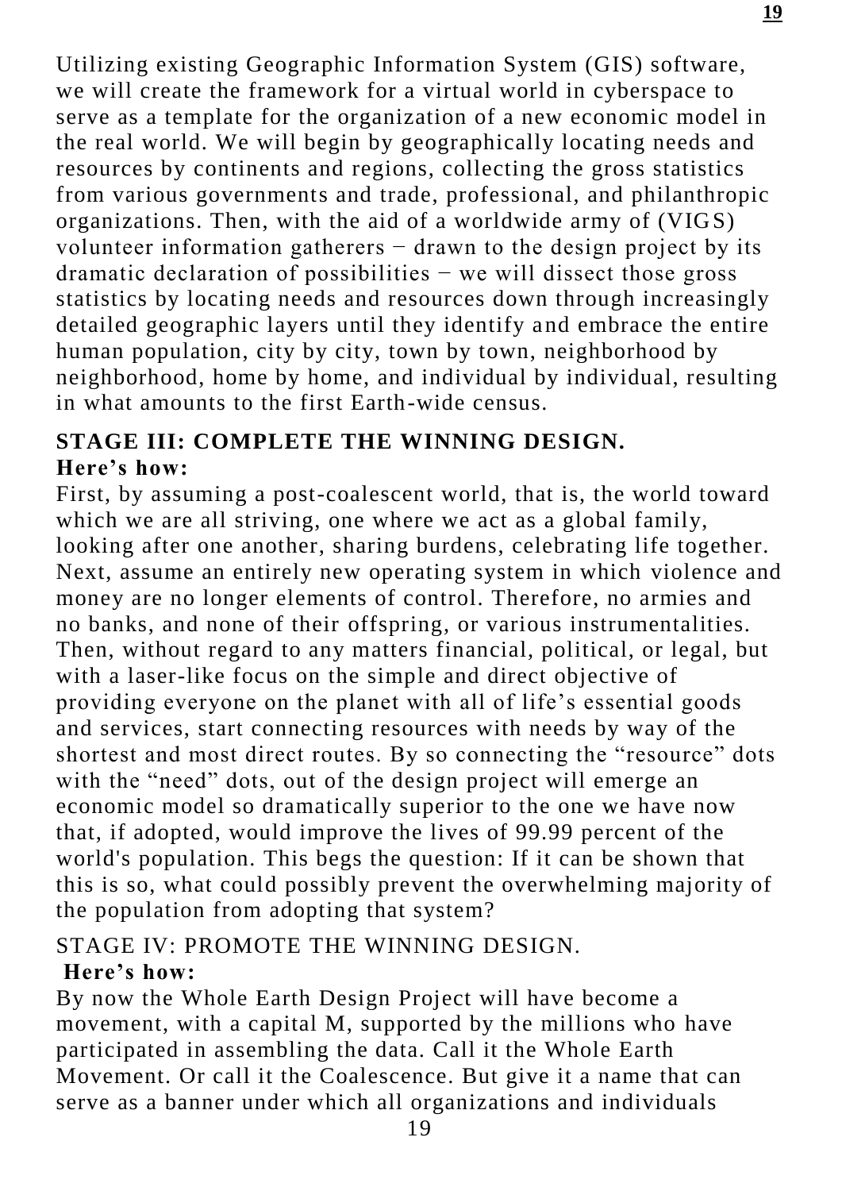Utilizing existing Geographic Information System (GIS) software, we will create the framework for a virtual world in cyberspace to serve as a template for the organization of a new economic model in the real world. We will begin by geographically locating needs and resources by continents and regions, collecting the gross statistics from various governments and trade, professional, and philanthropic organizations. Then, with the aid of a worldwide army of (VIGS) volunteer information gatherers − drawn to the design project by its dramatic declaration of possibilities − we will dissect those gross statistics by locating needs and resources down through increasingly detailed geographic layers until they identify and embrace the entire human population, city by city, town by town, neighborhood by neighborhood, home by home, and individual by individual, resulting in what amounts to the first Earth-wide census.

**STAGE III: COMPLETE THE WINNING DESIGN.**
**Here's how:**

First, by assuming a post-coalescent world, that is, the world toward which we are all striving, one where we act as a global family, looking after one another, sharing burdens, celebrating life together. Next, assume an entirely new operating system in which violence and money are no longer elements of control. Therefore, no armies and no banks, and none of their offspring, or various instrumentalities. Then, without regard to any matters financial, political, or legal, but with a laser-like focus on the simple and direct objective of providing everyone on the planet with all of life's essential goods and services, start connecting resources with needs by way of the shortest and most direct routes. By so connecting the "resource" dots with the "need" dots, out of the design project will emerge an economic model so dramatically superior to the one we have now that, if adopted, would improve the lives of 99.99 percent of the world's population. This begs the question: If it can be shown that this is so, what could possibly prevent the overwhelming majority of the population from adopting that system?

STAGE IV: PROMOTE THE WINNING DESIGN.
**Here's how:**

By now the Whole Earth Design Project will have become a movement, with a capital M, supported by the millions who have participated in assembling the data. Call it the Whole Earth Movement. Or call it the Coalescence. But give it a name that can serve as a banner under which all organizations and individuals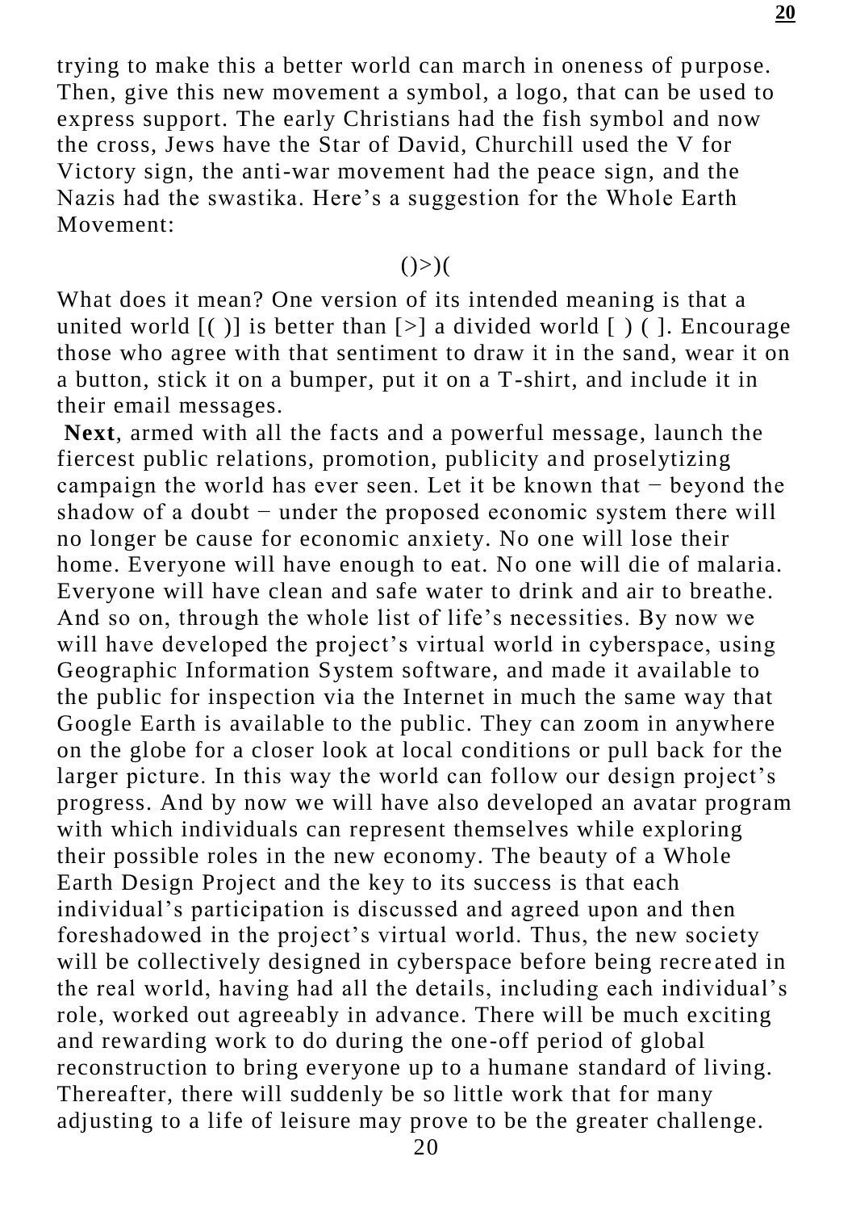trying to make this a better world can march in oneness of purpose. Then, give this new movement a symbol, a logo, that can be used to express support. The early Christians had the fish symbol and now the cross, Jews have the Star of David, Churchill used the V for Victory sign, the anti-war movement had the peace sign, and the Nazis had the swastika. Here's a suggestion for the Whole Earth Movement:

()>)(

What does it mean? One version of its intended meaning is that a united world [( )] is better than [>] a divided world [ ) ( ]. Encourage those who agree with that sentiment to draw it in the sand, wear it on a button, stick it on a bumper, put it on a T-shirt, and include it in their email messages.

**Next**, armed with all the facts and a powerful message, launch the fiercest public relations, promotion, publicity and proselytizing campaign the world has ever seen. Let it be known that − beyond the shadow of a doubt − under the proposed economic system there will no longer be cause for economic anxiety. No one will lose their home. Everyone will have enough to eat. No one will die of malaria. Everyone will have clean and safe water to drink and air to breathe. And so on, through the whole list of life's necessities. By now we will have developed the project's virtual world in cyberspace, using Geographic Information System software, and made it available to the public for inspection via the Internet in much the same way that Google Earth is available to the public. They can zoom in anywhere on the globe for a closer look at local conditions or pull back for the larger picture. In this way the world can follow our design project's progress. And by now we will have also developed an avatar program with which individuals can represent themselves while exploring their possible roles in the new economy. The beauty of a Whole Earth Design Project and the key to its success is that each individual's participation is discussed and agreed upon and then foreshadowed in the project's virtual world. Thus, the new society will be collectively designed in cyberspace before being recreated in the real world, having had all the details, including each individual's role, worked out agreeably in advance. There will be much exciting and rewarding work to do during the one-off period of global reconstruction to bring everyone up to a humane standard of living. Thereafter, there will suddenly be so little work that for many adjusting to a life of leisure may prove to be the greater challenge.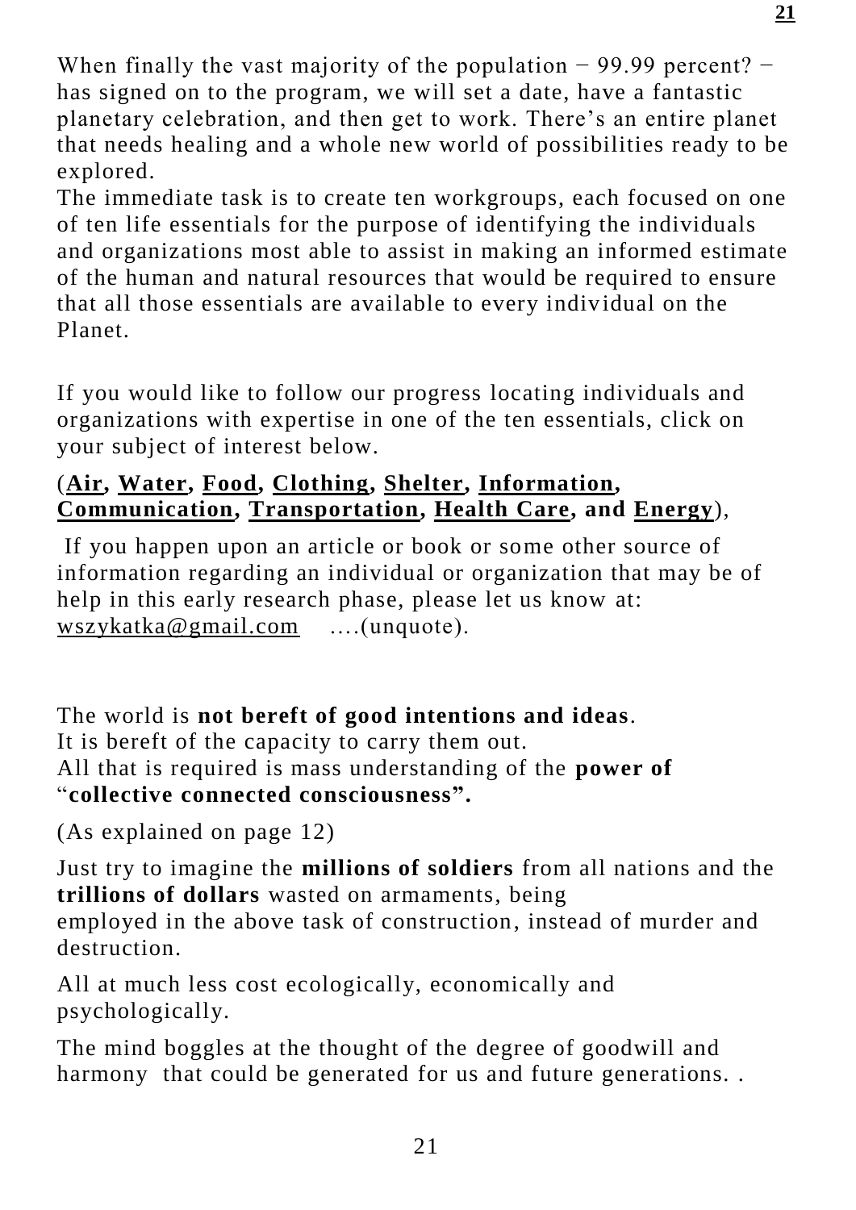When finally the vast majority of the population − 99.99 percent? − has signed on to the program, we will set a date, have a fantastic planetary celebration, and then get to work. There's an entire planet that needs healing and a whole new world of possibilities ready to be explored.

The immediate task is to create ten workgroups, each focused on one of ten life essentials for the purpose of identifying the individuals and organizations most able to assist in making an informed estimate of the human and natural resources that would be required to ensure that all those essentials are available to every individual on the Planet.

If you would like to follow our progress locating individuals and organizations with expertise in one of the ten essentials, click on your subject of interest below.

(**Air, Water, Food, Clothing, Shelter, Information, Communication, Transportation, Health Care, and Energy**),

If you happen upon an article or book or some other source of information regarding an individual or organization that may be of help in this early research phase, please let us know at: wszykatka@gmail.com ….(unquote).

The world is **not bereft of good intentions and ideas**.
It is bereft of the capacity to carry them out.
All that is required is mass understanding of the **power of** "**collective connected consciousness".**

(As explained on page 12)

Just try to imagine the **millions of soldiers** from all nations and the **trillions of dollars** wasted on armaments, being employed in the above task of construction, instead of murder and destruction.

All at much less cost ecologically, economically and psychologically.

The mind boggles at the thought of the degree of goodwill and harmony that could be generated for us and future generations. .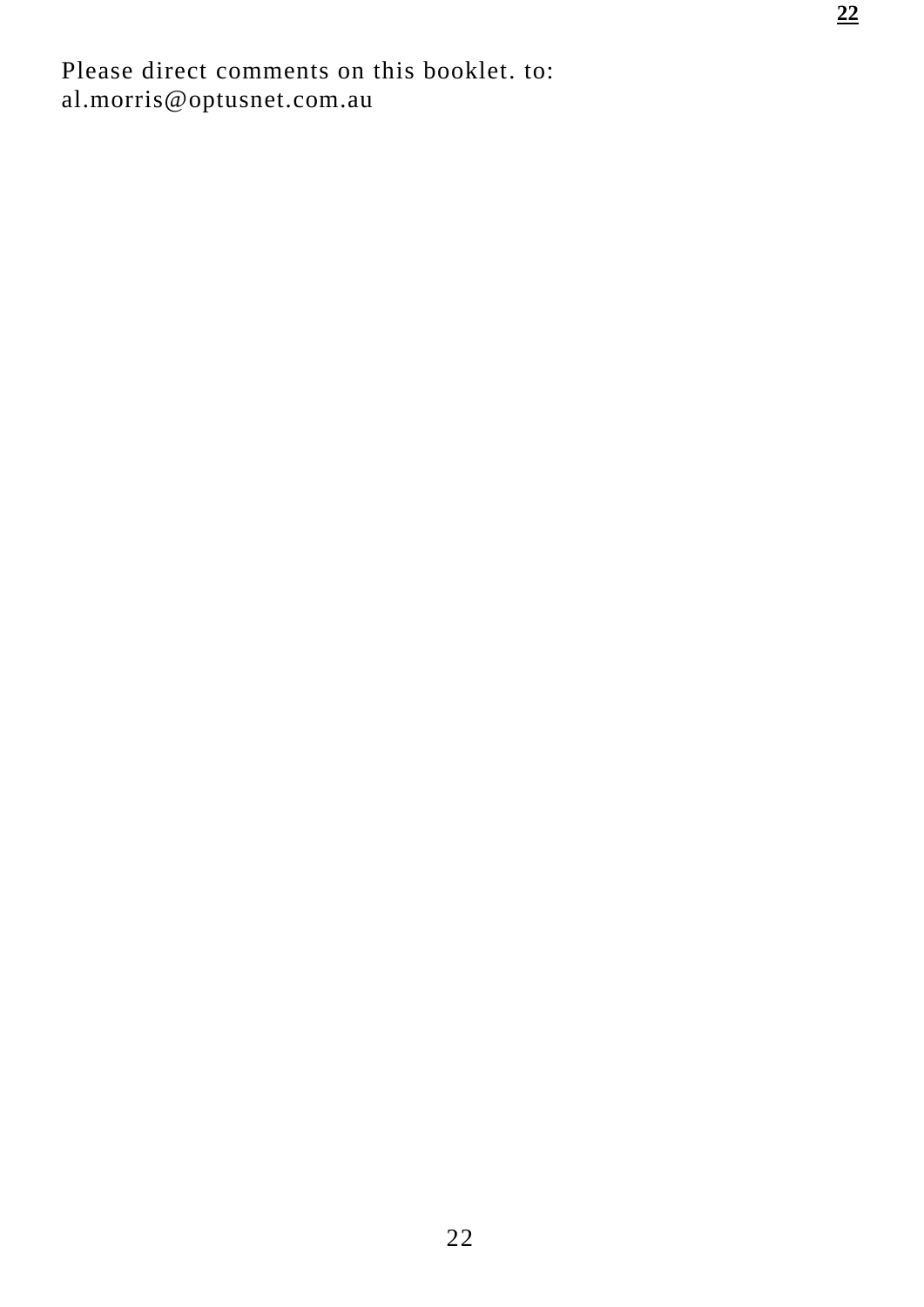Please direct comments on this booklet. to:
al.morris@optusnet.com.au